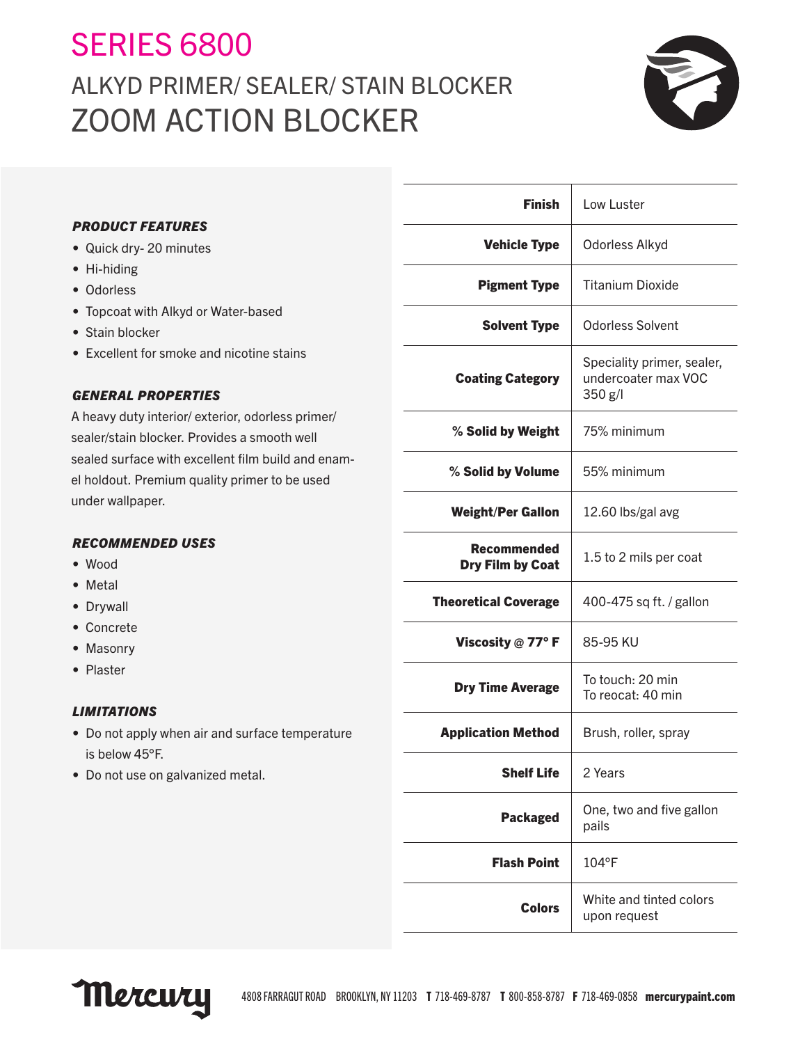# SERIES 6800

## ALKYD PRIMER/ SEALER/ STAIN BLOCKER

## ZOOM ACTION BLOCKER

### *PRODUCT FEATURES*

- Quick dry- 20 minutes
- Hi-hiding
- Odorless
- Topcoat with Alkyd or Water-based
- Stain blocker
- Excellent for smoke and nicotine stains

### *GENERAL PROPERTIES*

A heavy duty interior/ exterior, odorless primer/ sealer/stain blocker. Provides a smooth well sealed surface with excellent film build and enamel holdout. Premium quality primer to be used under wallpaper.

### *RECOMMENDED USES*

- Wood
- Metal
- Drywall
- Concrete
- Masonry
- Plaster

### *LIMITATIONS*

- Do not apply when air and surface temperature is below 45°F.
- Do not use on galvanized metal.

| | |
|---|---|
| **Finish** | Low Luster |
| **Vehicle Type** | Odorless Alkyd |
| **Pigment Type** | Titanium Dioxide |
| **Solvent Type** | Odorless Solvent |
| **Coating Category** | Speciality primer, sealer, undercoater max VOC 350 g/l |
| **% Solid by Weight** | 75% minimum |
| **% Solid by Volume** | 55% minimum |
| **Weight/Per Gallon** | 12.60 lbs/gal avg |
| **Recommended Dry Film by Coat** | 1.5 to 2 mils per coat |
| **Theoretical Coverage** | 400-475 sq ft. / gallon |
| **Viscosity @ 77° F** | 85-95 KU |
| **Dry Time Average** | To touch: 20 min<br>To recoat: 40 min |
| **Application Method** | Brush, roller, spray |
| **Shelf Life** | 2 Years |
| **Packaged** | One, two and five gallon pails |
| **Flash Point** | 104°F |
| **Colors** | White and tinted colors upon request |

Mercury 4808 FARRAGUT ROAD BROOKLYN, NY 11203 **T** 718-469-8787 **T** 800-858-8787 **F** 718-469-0858 **mercurypaint.com**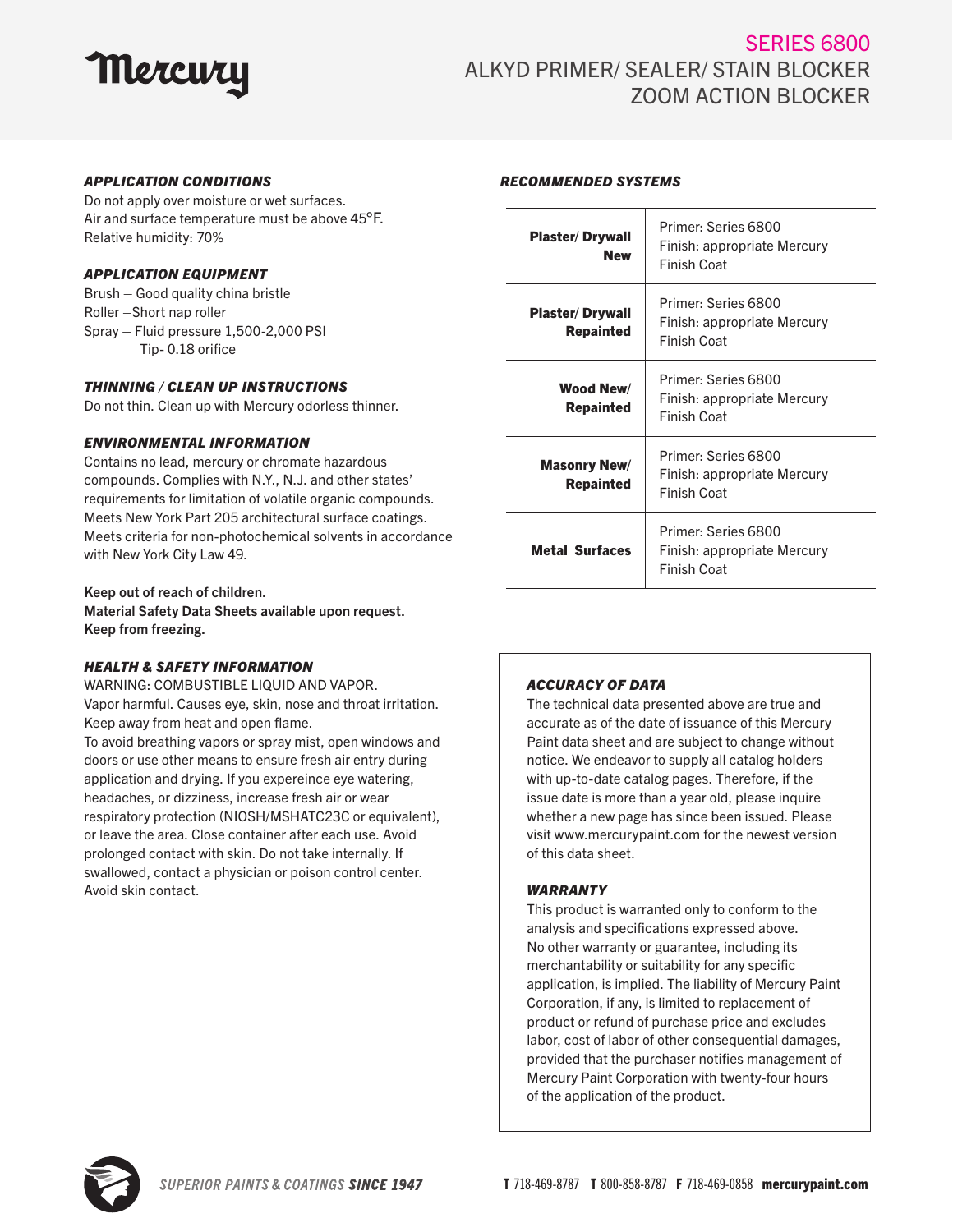# SERIES 6800
## ALKYD PRIMER/ STAIN BLOCKER/ SEALER
## ZOOM ACTION BLOCKER

### *APPLICATION CONDITIONS*

Do not apply over moisture or wet surfaces.
Air and surface temperature must be above 45°F.
Relative humidity: 70%

### *APPLICATION EQUIPMENT*

Brush – Good quality china bristle
Roller –Short nap roller
Spray – Fluid pressure 1,500-2,000 PSI
Tip- 0.18 orifice

### *THINNING / CLEAN UP INSTRUCTIONS*

Do not thin. Clean up with Mercury odorless thinner.

### *ENVIRONMENTAL INFORMATION*

Contains no lead, mercury or chromate hazardous compounds. Complies with N.Y., N.J. and other states' requirements for limitation of volatile organic compounds. Meets New York Part 205 architectural surface coatings. Meets criteria for non-photochemical solvents in accordance with New York City Law 49.

**Keep out of reach of children.**
**Material Safety Data Sheets available upon request.**
**Keep from freezing.**

### *HEALTH & SAFETY INFORMATION*

WARNING: COMBUSTIBLE LIQUID AND VAPOR.
Vapor harmful. Causes eye, skin, nose and throat irritation. Keep away from heat and open flame.
To avoid breathing vapors or spray mist, open windows and doors or use other means to ensure fresh air entry during application and drying. If you expereince eye watering, headaches, or dizziness, increase fresh air or wear respiratory protection (NIOSH/MSHATC23C or equivalent), or leave the area. Close container after each use. Avoid prolonged contact with skin. Do not take internally. If swallowed, contact a physician or poison control center. Avoid skin contact.

### *RECOMMENDED SYSTEMS*

| | |
|---|---|
| **Plaster/ Drywall New** | Primer: Series 6800<br>Finish: appropriate Mercury Finish Coat |
| **Plaster/ Drywall Repainted** | Primer: Series 6800<br>Finish: appropriate Mercury Finish Coat |
| **Wood New/ Repainted** | Primer: Series 6800<br>Finish: appropriate Mercury Finish Coat |
| **Masonry New/ Repainted** | Primer: Series 6800<br>Finish: appropriate Mercury Finish Coat |
| **Metal Surfaces** | Primer: Series 6800<br>Finish: appropriate Mercury Finish Coat |

### *ACCURACY OF DATA*

The technical data presented above are true and accurate as of the date of issuance of this Mercury Paint data sheet and are subject to change without notice. We endeavor to supply all catalog holders with up-to-date catalog pages. Therefore, if the issue date is more than a year old, please inquire whether a new page has since been issued. Please visit www.mercurypaint.com for the newest version of this data sheet.

### *WARRANTY*

This product is warranted only to conform to the analysis and specifications expressed above. No other warranty or guarantee, including its merchantability or suitability for any specific application, is implied. The liability of Mercury Paint Corporation, if any, is limited to replacement of product or refund of purchase price and excludes labor, cost of labor of other consequential damages, provided that the purchaser notifies management of Mercury Paint Corporation with twenty-four hours of the application of the product.

*SUPERIOR PAINTS & COATINGS* ***SINCE 1947***

**T** 718-469-8787 **T** 800-858-8787 **F** 718-469-0858 **mercurypaint.com**